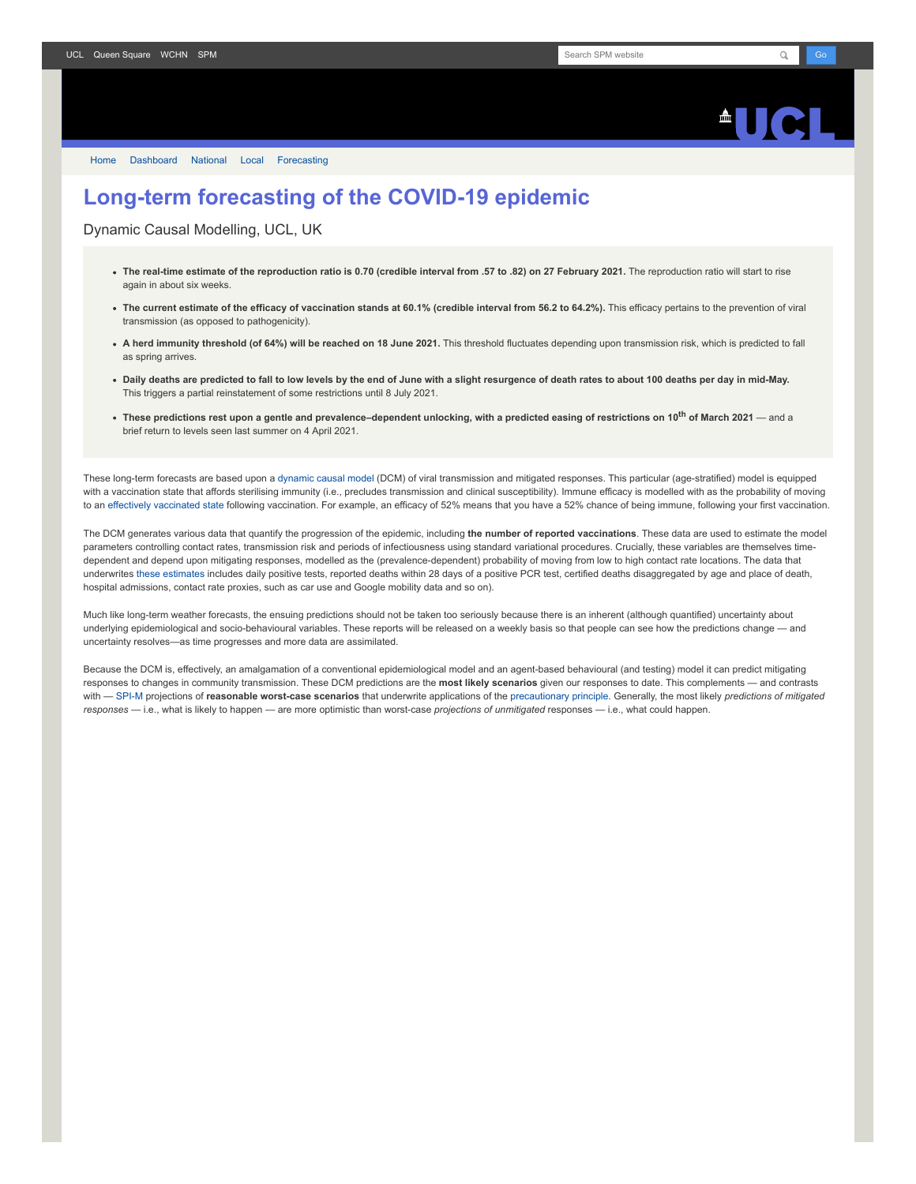# Long-term forecasting of the COVID-19 epidemic

Dynamic Causal Modelling, UCL, UK

- **The real-time estimate of the reproduction ratio is 0.70 (credible interval from .57 to .82) on 27 February 2021.** The reproduction ratio will start to rise again in about six weeks.
- **The current estimate of the efficacy of vaccination stands at 60.1% (credible interval from 56.2 to 64.2%).** This efficacy pertains to the prevention of viral transmission (as opposed to pathogenicity).
- **A herd immunity threshold (of 64%) will be reached on 18 June 2021.** This threshold fluctuates depending upon transmission risk, which is predicted to fall as spring arrives.
- **Daily deaths are predicted to fall to low levels by the end of June with a slight resurgence of death rates to about 100 deaths per day in mid-May.** This triggers a partial reinstatement of some restrictions until 8 July 2021.
- **These predictions rest upon a gentle and prevalence–dependent unlocking, with a predicted easing of restrictions on 10th of March 2021** — and a brief return to levels seen last summer on 4 April 2021.

These long-term forecasts are based upon a dynamic causal model (DCM) of viral transmission and mitigated responses. This particular (age-stratified) model is equipped with a vaccination state that affords sterilising immunity (i.e., precludes transmission and clinical susceptibility). Immune efficacy is modelled with as the probability of moving to an effectively vaccinated state following vaccination. For example, an efficacy of 52% means that you have a 52% chance of being immune, following your first vaccination.

The DCM generates various data that quantify the progression of the epidemic, including **the number of reported vaccinations**. These data are used to estimate the model parameters controlling contact rates, transmission risk and periods of infectiousness using standard variational procedures. Crucially, these variables are themselves time-dependent and depend upon mitigating responses, modelled as the (prevalence-dependent) probability of moving from low to high contact rate locations. The data that underwrites these estimates includes daily positive tests, reported deaths within 28 days of a positive PCR test, certified deaths disaggregated by age and place of death, hospital admissions, contact rate proxies, such as car use and Google mobility data and so on).

Much like long-term weather forecasts, the ensuing predictions should not be taken too seriously because there is an inherent (although quantified) uncertainty about underlying epidemiological and socio-behavioural variables. These reports will be released on a weekly basis so that people can see how the predictions change — and uncertainty resolves—as time progresses and more data are assimilated.

Because the DCM is, effectively, an amalgamation of a conventional epidemiological model and an agent-based behavioural (and testing) model it can predict mitigating responses to changes in community transmission. These DCM predictions are the **most likely scenarios** given our responses to date. This complements — and contrasts with — SPI-M projections of **reasonable worst-case scenarios** that underwrite applications of the precautionary principle. Generally, the most likely *predictions of mitigated responses* — i.e., what is likely to happen — are more optimistic than worst-case *projections of unmitigated* responses — i.e., what could happen.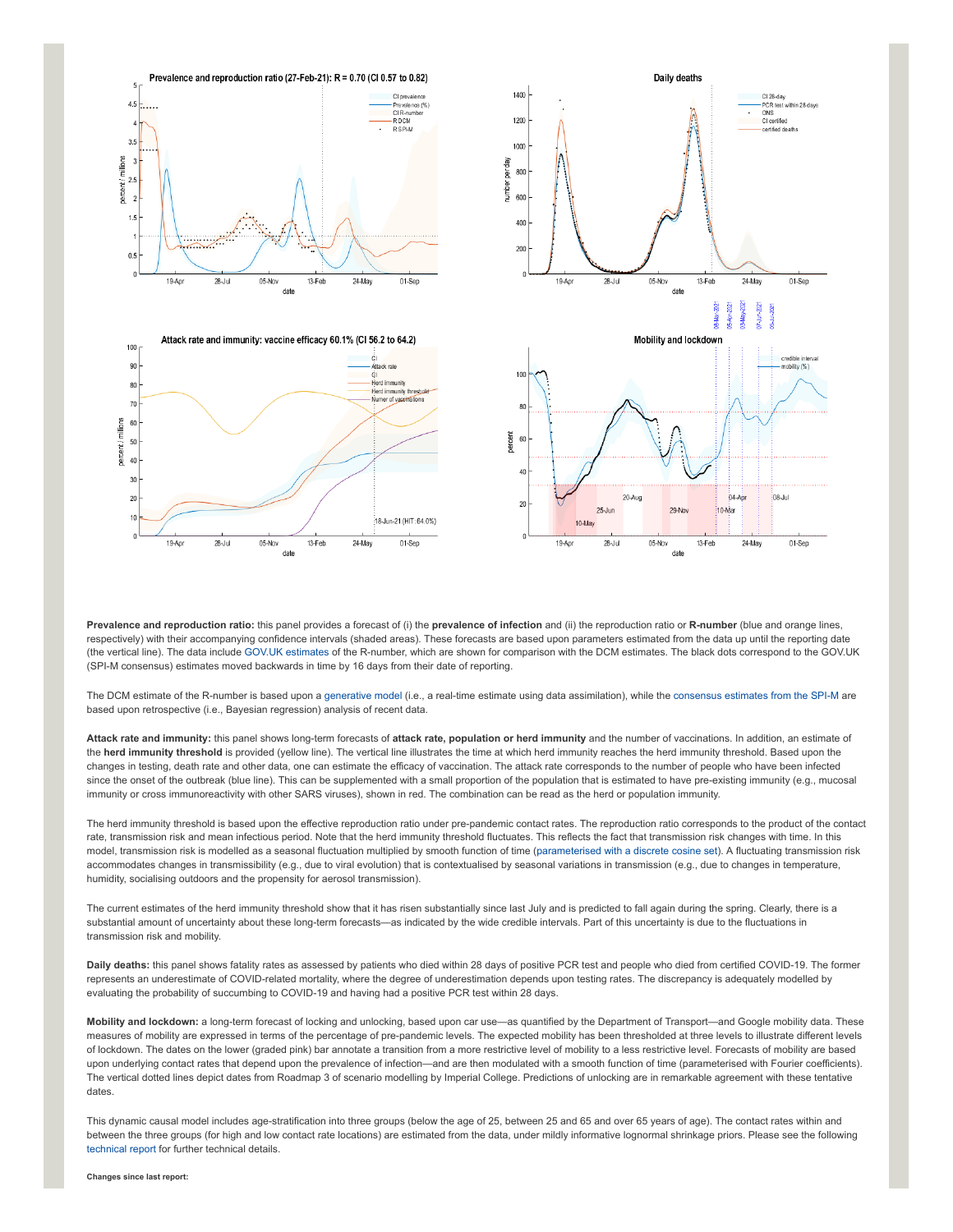**Prevalence and reproduction ratio:** this panel provides a forecast of (i) the **prevalence of infection** and (ii) the reproduction ratio or **R-number** (blue and orange lines, respectively) with their accompanying confidence intervals (shaded areas). These forecasts are based upon parameters estimated from the data up until the reporting date (the vertical line). The data include GOV.UK estimates of the R-number, which are shown for comparison with the DCM estimates. The black dots correspond to the GOV.UK (SPI-M consensus) estimates moved backwards in time by 16 days from their date of reporting.

The DCM estimate of the R-number is based upon a generative model (i.e., a real-time estimate using data assimilation), while the consensus estimates from the SPI-M are based upon retrospective (i.e., Bayesian regression) analysis of recent data.

**Attack rate and immunity:** this panel shows long-term forecasts of **attack rate, population or herd immunity** and the number of vaccinations. In addition, an estimate of the **herd immunity threshold** is provided (yellow line). The vertical line illustrates the time at which herd immunity reaches the herd immunity threshold. Based upon the changes in testing, death rate and other data, one can estimate the efficacy of vaccination. The attack rate corresponds to the number of people who have been infected since the onset of the outbreak (blue line). This can be supplemented with a small proportion of the population that is estimated to have pre-existing immunity (e.g., mucosal immunity or cross immunoreactivity with other SARS viruses), shown in red. The combination can be read as the herd or population immunity.

The herd immunity threshold is based upon the effective reproduction ratio under pre-pandemic contact rates. The reproduction ratio corresponds to the product of the contact rate, transmission risk and mean infectious period. Note that the herd immunity threshold fluctuates. This reflects the fact that transmission risk changes with time. In this model, transmission risk is modelled as a seasonal fluctuation multiplied by smooth function of time (parameterised with a discrete cosine set). A fluctuating transmission risk accommodates changes in transmissibility (e.g., due to viral evolution) that is contextualised by seasonal variations in transmission (e.g., due to changes in temperature, humidity, socialising outdoors and the propensity for aerosol transmission).

The current estimates of the herd immunity threshold show that it has risen substantially since last July and is predicted to fall again during the spring. Clearly, there is a substantial amount of uncertainty about these long-term forecasts—as indicated by the wide credible intervals. Part of this uncertainty is due to the fluctuations in transmission risk and mobility.

**Daily deaths:** this panel shows fatality rates as assessed by patients who died within 28 days of positive PCR test and people who died from certified COVID-19. The former represents an underestimate of COVID-related mortality, where the degree of underestimation depends upon testing rates. The discrepancy is adequately modelled by evaluating the probability of succumbing to COVID-19 and having had a positive PCR test within 28 days.

**Mobility and lockdown:** a long-term forecast of locking and unlocking, based upon car use—as quantified by the Department of Transport—and Google mobility data. These measures of mobility are expressed in terms of the percentage of pre-pandemic levels. The expected mobility has been thresholded at three levels to illustrate different levels of lockdown. The dates on the lower (graded pink) bar annotate a transition from a more restrictive level of mobility to a less restrictive level. Forecasts of mobility are based upon underlying contact rates that depend upon the prevalence of infection—and are then modulated with a smooth function of time (parameterised with Fourier coefficients). The vertical dotted lines depict dates from Roadmap 3 of scenario modelling by Imperial College. Predictions of unlocking are in remarkable agreement with these tentative dates.

This dynamic causal model includes age-stratification into three groups (below the age of 25, between 25 and 65 and over 65 years of age). The contact rates within and between the three groups (for high and low contact rate locations) are estimated from the data, under mildly informative lognormal shrinkage priors. Please see the following technical report for further technical details.

**Changes since last report:**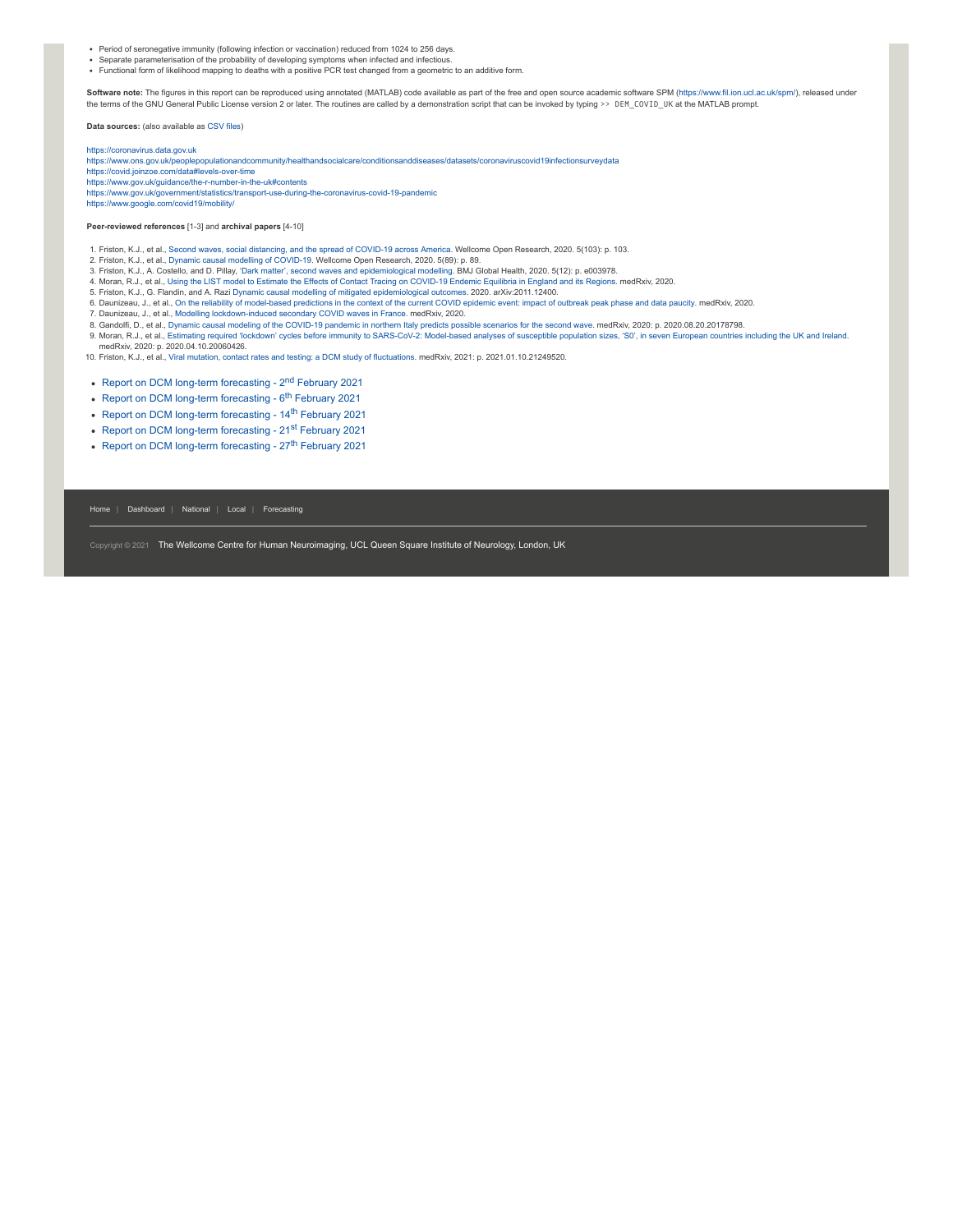- Period of seronegative immunity (following infection or vaccination) reduced from 1024 to 256 days.
- Separate parameterisation of the probability of developing symptoms when infected and infectious.
- Functional form of likelihood mapping to deaths with a positive PCR test changed from a geometric to an additive form.

**Software note:** The figures in this report can be reproduced using annotated (MATLAB) code available as part of the free and open source academic software SPM (https://www.fil.ion.ucl.ac.uk/spm/), released under the terms of the GNU General Public License version 2 or later. The routines are called by a demonstration script that can be invoked by typing `>> DEM_COVID_UK` at the MATLAB prompt.

**Data sources:** (also available as CSV files)

https://coronavirus.data.gov.uk
https://www.ons.gov.uk/peoplepopulationandcommunity/healthandsocialcare/conditionsanddiseases/datasets/coronaviruscovid19infectionsurveydata
https://covid.joinzoe.com/data#levels-over-time
https://www.gov.uk/guidance/the-r-number-in-the-uk#contents
https://www.gov.uk/government/statistics/transport-use-during-the-coronavirus-covid-19-pandemic
https://www.google.com/covid19/mobility/

**Peer-reviewed references** [1-3] and **archival papers** [4-10]

1. Friston, K.J., et al., Second waves, social distancing, and the spread of COVID-19 across America. Wellcome Open Research, 2020. 5(103): p. 103.
2. Friston, K.J., et al., Dynamic causal modelling of COVID-19. Wellcome Open Research, 2020. 5(89): p. 89.
3. Friston, K.J., A. Costello, and D. Pillay, 'Dark matter', second waves and epidemiological modelling. BMJ Global Health, 2020. 5(12): p. e003978.
4. Moran, R.J., et al., Using the LIST model to Estimate the Effects of Contact Tracing on COVID-19 Endemic Equilibria in England and its Regions. medRxiv, 2020.
5. Friston, K.J., G. Flandin, and A. Razi Dynamic causal modelling of mitigated epidemiological outcomes. 2020. arXiv:2011.12400.
6. Daunizeau, J., et al., On the reliability of model-based predictions in the context of the current COVID epidemic event: impact of outbreak peak phase and data paucity. medRxiv, 2020.
7. Daunizeau, J., et al., Modelling lockdown-induced secondary COVID waves in France. medRxiv, 2020.
8. Gandolfi, D., et al., Dynamic causal modeling of the COVID-19 pandemic in northern Italy predicts possible scenarios for the second wave. medRxiv, 2020: p. 2020.08.20.20178798.
9. Moran, R.J., et al., Estimating required 'lockdown' cycles before immunity to SARS-CoV-2: Model-based analyses of susceptible population sizes, 'S0', in seven European countries including the UK and Ireland. medRxiv, 2020: p. 2020.04.10.20060426.
10. Friston, K.J., et al., Viral mutation, contact rates and testing: a DCM study of fluctuations. medRxiv, 2021: p. 2021.01.10.21249520.

- Report on DCM long-term forecasting - 2nd February 2021
- Report on DCM long-term forecasting - 6th February 2021
- Report on DCM long-term forecasting - 14th February 2021
- Report on DCM long-term forecasting - 21st February 2021
- Report on DCM long-term forecasting - 27th February 2021

Home | Dashboard | National | Local | Forecasting

Copyright © 2021 The Wellcome Centre for Human Neuroimaging, UCL Queen Square Institute of Neurology, London, UK